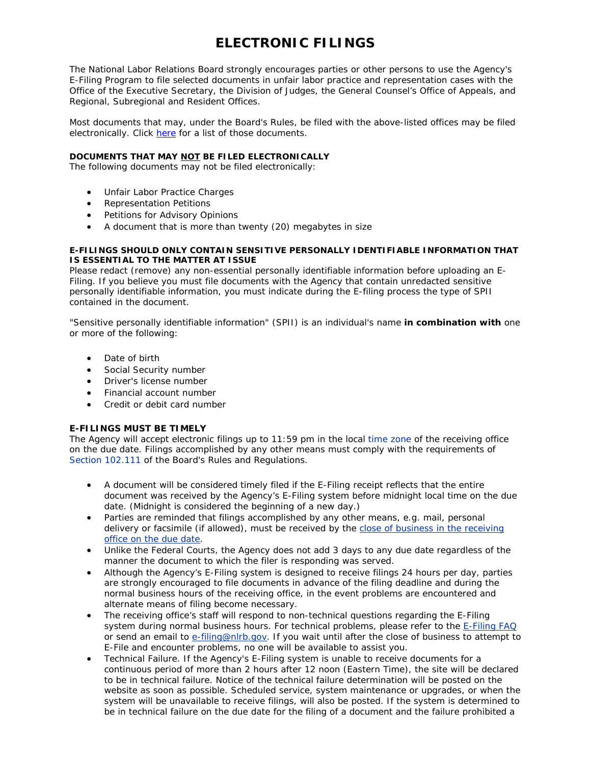# ELECTRONIC FILINGS

The National Labor Relations Board strongly encourages parties or other persons to use the Agency's E-Filing Program to file selected documents in unfair labor practice and representation cases with the Office of the Executive Secretary, the Division of Judges, the General Counsel's Office of Appeals, and Regional, Subregional and Resident Offices.

Most documents that may, under the Board's Rules, be filed with the above-listed offices may be filed electronically. Click here for a list of those documents.

**DOCUMENTS THAT MAY NOT BE FILED ELECTRONICALLY**

The following documents may not be filed electronically:

- Unfair Labor Practice Charges
- Representation Petitions
- Petitions for Advisory Opinions
- A document that is more than twenty (20) megabytes in size

**E-FILINGS SHOULD ONLY CONTAIN SENSITIVE PERSONALLY IDENTIFIABLE INFORMATION THAT IS ESSENTIAL TO THE MATTER AT ISSUE**

Please redact (remove) any non-essential personally identifiable information before uploading an E-Filing. If you believe you must file documents with the Agency that contain unredacted sensitive personally identifiable information, you must indicate during the E-filing process the type of SPII contained in the document.

"Sensitive personally identifiable information" (SPII) is an individual's name **in combination with** one or more of the following:

- Date of birth
- Social Security number
- Driver's license number
- Financial account number
- Credit or debit card number

**E-FILINGS MUST BE TIMELY**

The Agency will accept electronic filings up to 11:59 pm in the local time zone of the receiving office on the due date. Filings accomplished by any other means must comply with the requirements of Section 102.111 of the Board's Rules and Regulations.

- A document will be considered timely filed if the E-Filing receipt reflects that the entire document was received by the Agency's E-Filing system before midnight local time on the due date. (Midnight is considered the beginning of a new day.)
- Parties are reminded that filings accomplished by any other means, e.g. mail, personal delivery or facsimile (if allowed), must be received by the close of business in the receiving office on the due date.
- Unlike the Federal Courts, the Agency does not add 3 days to any due date regardless of the manner the document to which the filer is responding was served.
- Although the Agency's E-Filing system is designed to receive filings 24 hours per day, parties are strongly encouraged to file documents in advance of the filing deadline and during the normal business hours of the receiving office, in the event problems are encountered and alternate means of filing become necessary.
- The receiving office's staff will respond to non-technical questions regarding the E-Filing system during normal business hours. For technical problems, please refer to the E-Filing FAQ or send an email to e-filing@nlrb.gov. If you wait until after the close of business to attempt to E-File and encounter problems, no one will be available to assist you.
- Technical Failure. If the Agency's E-Filing system is unable to receive documents for a continuous period of more than 2 hours after 12 noon (Eastern Time), the site will be declared to be in technical failure. Notice of the technical failure determination will be posted on the website as soon as possible. Scheduled service, system maintenance or upgrades, or when the system will be unavailable to receive filings, will also be posted. If the system is determined to be in technical failure on the due date for the filing of a document and the failure prohibited a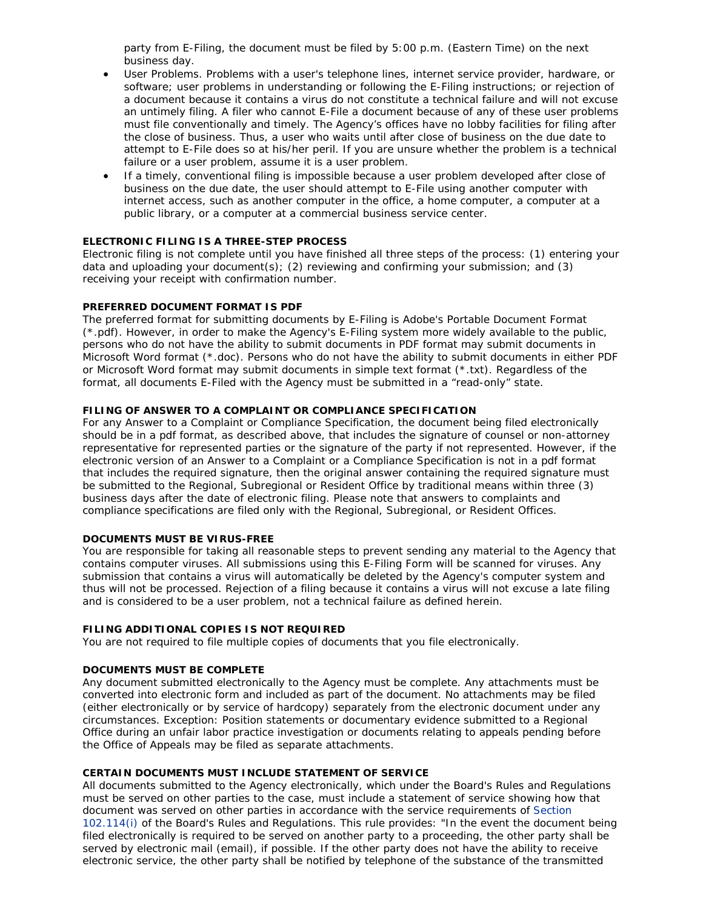party from E-Filing, the document must be filed by 5:00 p.m. (Eastern Time) on the next business day.

- User Problems. Problems with a user's telephone lines, internet service provider, hardware, or software; user problems in understanding or following the E-Filing instructions; or rejection of a document because it contains a virus do not constitute a technical failure and will not excuse an untimely filing. A filer who cannot E-File a document because of any of these user problems must file conventionally and timely. The Agency's offices have no lobby facilities for filing after the close of business. Thus, a user who waits until after close of business on the due date to attempt to E-File does so at his/her peril. If you are unsure whether the problem is a technical failure or a user problem, assume it is a user problem.
- If a timely, conventional filing is impossible because a user problem developed after close of business on the due date, the user should attempt to E-File using another computer with internet access, such as another computer in the office, a home computer, a computer at a public library, or a computer at a commercial business service center.

**ELECTRONIC FILING IS A THREE-STEP PROCESS**

Electronic filing is not complete until you have finished all three steps of the process: (1) entering your data and uploading your document(s); (2) reviewing and confirming your submission; and (3) receiving your receipt with confirmation number.

**PREFERRED DOCUMENT FORMAT IS PDF**

The preferred format for submitting documents by E-Filing is Adobe's Portable Document Format (*.pdf). However, in order to make the Agency's E-Filing system more widely available to the public, persons who do not have the ability to submit documents in PDF format may submit documents in Microsoft Word format (*.doc). Persons who do not have the ability to submit documents in either PDF or Microsoft Word format may submit documents in simple text format (*.txt). Regardless of the format, all documents E-Filed with the Agency must be submitted in a "read-only" state.

**FILING OF ANSWER TO A COMPLAINT OR COMPLIANCE SPECIFICATION**

For any Answer to a Complaint or Compliance Specification, the document being filed electronically should be in a pdf format, as described above, that includes the signature of counsel or non-attorney representative for represented parties or the signature of the party if not represented. However, if the electronic version of an Answer to a Complaint or a Compliance Specification is not in a pdf format that includes the required signature, then the original answer containing the required signature must be submitted to the Regional, Subregional or Resident Office by traditional means within three (3) business days after the date of electronic filing. Please note that answers to complaints and compliance specifications are filed only with the Regional, Subregional, or Resident Offices.

**DOCUMENTS MUST BE VIRUS-FREE**

You are responsible for taking all reasonable steps to prevent sending any material to the Agency that contains computer viruses. All submissions using this E-Filing Form will be scanned for viruses. Any submission that contains a virus will automatically be deleted by the Agency's computer system and thus will not be processed. Rejection of a filing because it contains a virus will not excuse a late filing and is considered to be a user problem, not a technical failure as defined herein.

**FILING ADDITIONAL COPIES IS NOT REQUIRED**

You are not required to file multiple copies of documents that you file electronically.

**DOCUMENTS MUST BE COMPLETE**

Any document submitted electronically to the Agency must be complete. Any attachments must be converted into electronic form and included as part of the document. No attachments may be filed (either electronically or by service of hardcopy) separately from the electronic document under any circumstances. Exception: Position statements or documentary evidence submitted to a Regional Office during an unfair labor practice investigation or documents relating to appeals pending before the Office of Appeals may be filed as separate attachments.

**CERTAIN DOCUMENTS MUST INCLUDE STATEMENT OF SERVICE**

All documents submitted to the Agency electronically, which under the Board's Rules and Regulations must be served on other parties to the case, must include a statement of service showing how that document was served on other parties in accordance with the service requirements of Section 102.114(i) of the Board's Rules and Regulations. This rule provides: "In the event the document being filed electronically is required to be served on another party to a proceeding, the other party shall be served by electronic mail (email), if possible. If the other party does not have the ability to receive electronic service, the other party shall be notified by telephone of the substance of the transmitted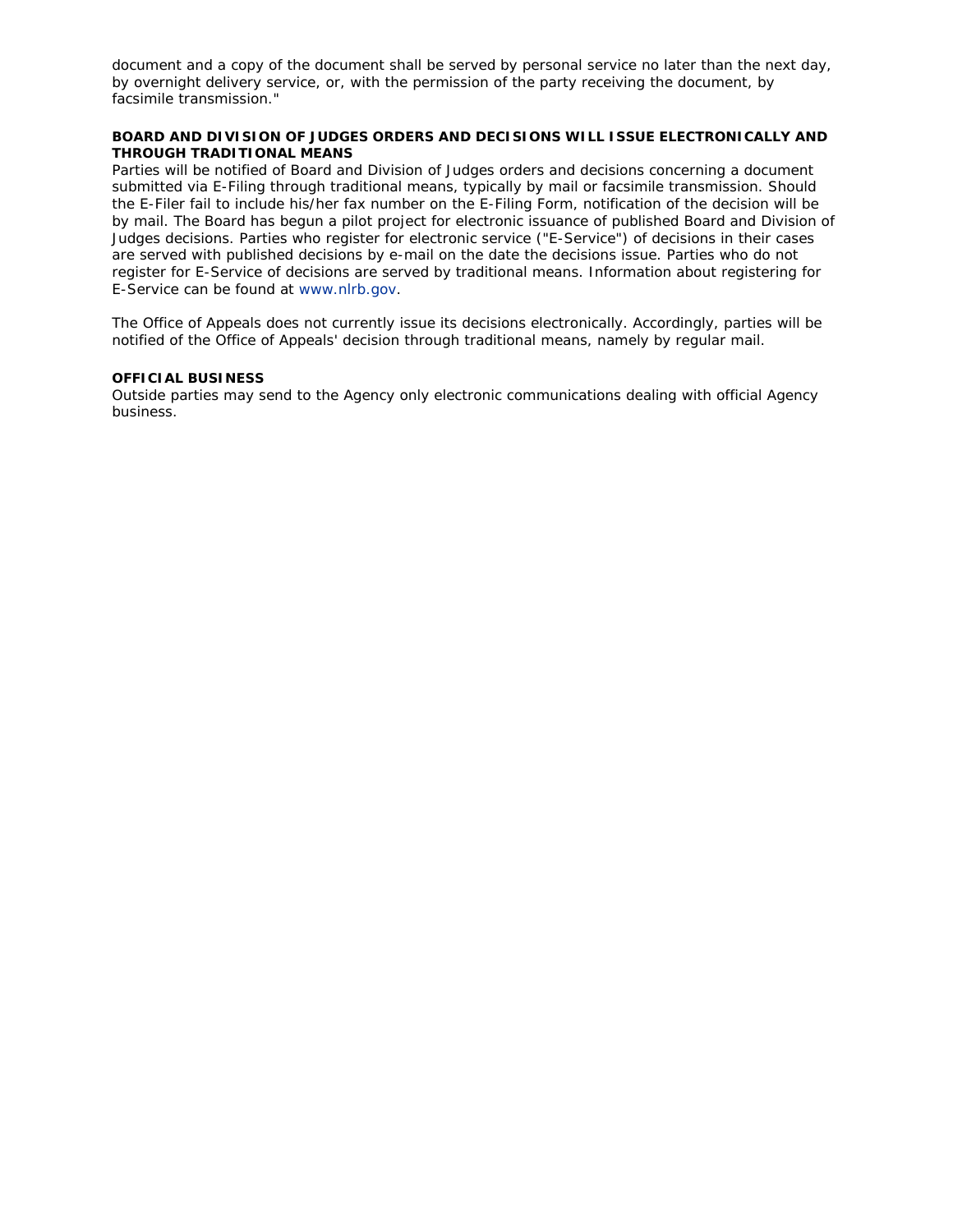document and a copy of the document shall be served by personal service no later than the next day, by overnight delivery service, or, with the permission of the party receiving the document, by facsimile transmission."

**BOARD AND DIVISION OF JUDGES ORDERS AND DECISIONS WILL ISSUE ELECTRONICALLY AND THROUGH TRADITIONAL MEANS**

Parties will be notified of Board and Division of Judges orders and decisions concerning a document submitted via E-Filing through traditional means, typically by mail or facsimile transmission. Should the E-Filer fail to include his/her fax number on the E-Filing Form, notification of the decision will be by mail. The Board has begun a pilot project for electronic issuance of published Board and Division of Judges decisions. Parties who register for electronic service ("E-Service") of decisions in their cases are served with published decisions by e-mail on the date the decisions issue. Parties who do not register for E-Service of decisions are served by traditional means. Information about registering for E-Service can be found at www.nlrb.gov.

The Office of Appeals does not currently issue its decisions electronically. Accordingly, parties will be notified of the Office of Appeals' decision through traditional means, namely by regular mail.

**OFFICIAL BUSINESS**

Outside parties may send to the Agency only electronic communications dealing with official Agency business.